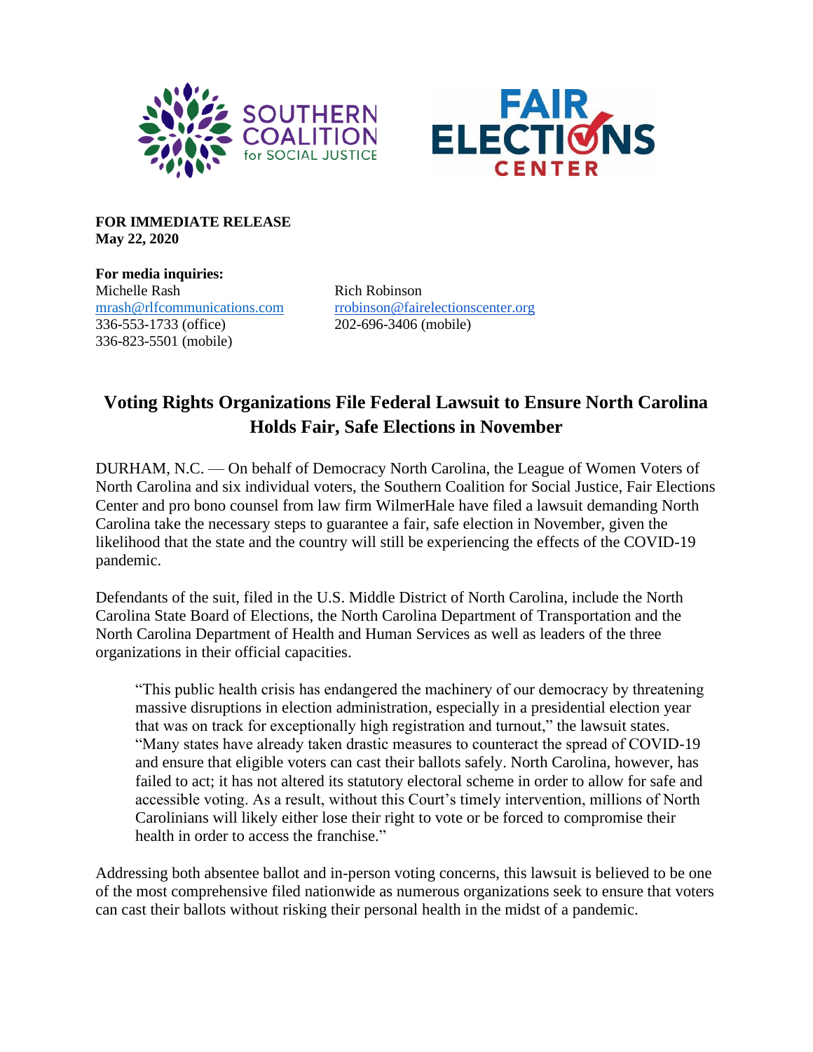Southern Coalition for Social Justice

Fair Elections Center

**FOR IMMEDIATE RELEASE**
**May 22, 2020**

**For media inquiries:**

Michelle Rash
mrash@rlfcommunications.com
336-553-1733 (office)
336-823-5501 (mobile)

Rich Robinson
rrobinson@fairelectionscenter.org
202-696-3406 (mobile)

# Voting Rights Organizations File Federal Lawsuit to Ensure North Carolina Holds Fair, Safe Elections in November

DURHAM, N.C. — On behalf of Democracy North Carolina, the League of Women Voters of North Carolina and six individual voters, the Southern Coalition for Social Justice, Fair Elections Center and pro bono counsel from law firm WilmerHale have filed a lawsuit demanding North Carolina take the necessary steps to guarantee a fair, safe election in November, given the likelihood that the state and the country will still be experiencing the effects of the COVID-19 pandemic.

Defendants of the suit, filed in the U.S. Middle District of North Carolina, include the North Carolina State Board of Elections, the North Carolina Department of Transportation and the North Carolina Department of Health and Human Services as well as leaders of the three organizations in their official capacities.

> "This public health crisis has endangered the machinery of our democracy by threatening massive disruptions in election administration, especially in a presidential election year that was on track for exceptionally high registration and turnout," the lawsuit states. "Many states have already taken drastic measures to counteract the spread of COVID-19 and ensure that eligible voters can cast their ballots safely. North Carolina, however, has failed to act; it has not altered its statutory electoral scheme in order to allow for safe and accessible voting. As a result, without this Court's timely intervention, millions of North Carolinians will likely either lose their right to vote or be forced to compromise their health in order to access the franchise."

Addressing both absentee ballot and in-person voting concerns, this lawsuit is believed to be one of the most comprehensive filed nationwide as numerous organizations seek to ensure that voters can cast their ballots without risking their personal health in the midst of a pandemic.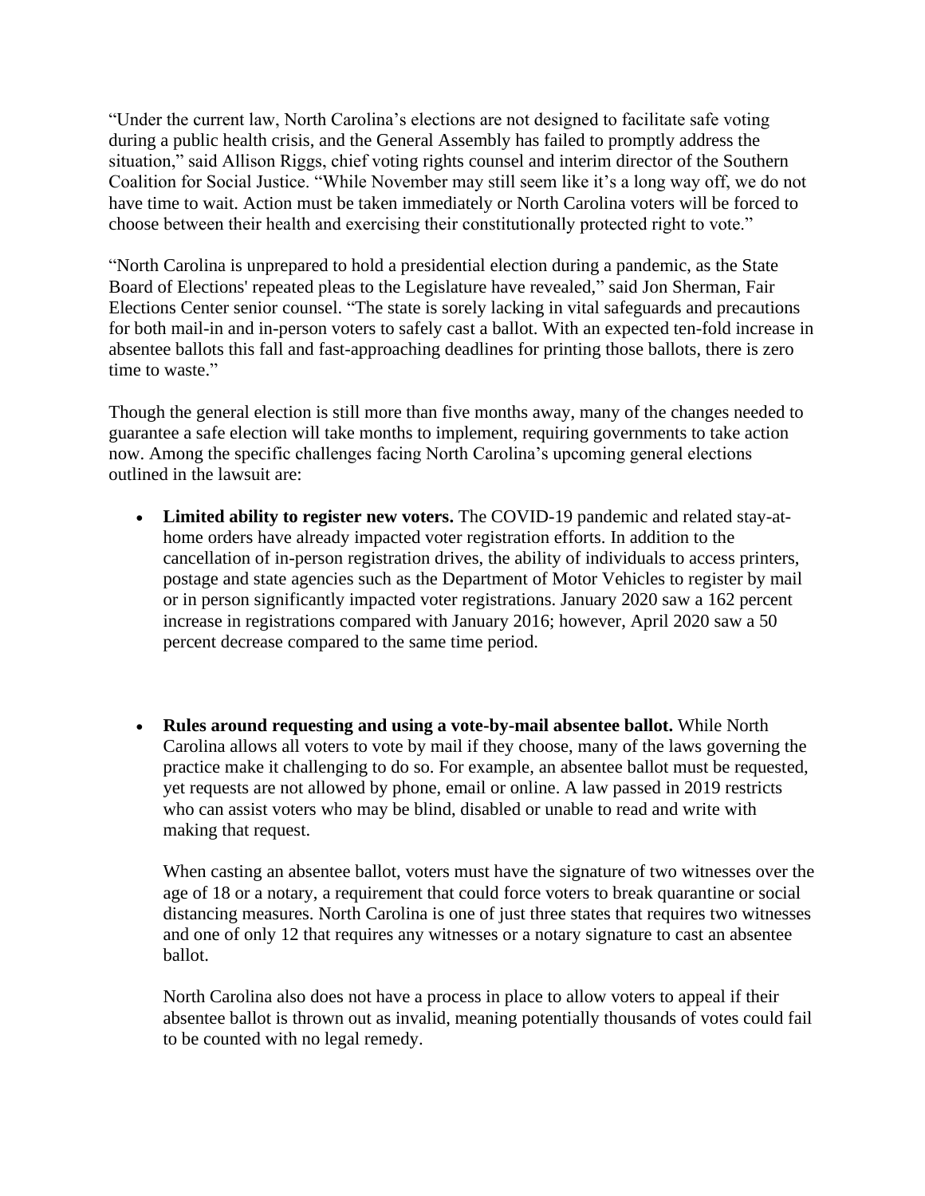"Under the current law, North Carolina's elections are not designed to facilitate safe voting during a public health crisis, and the General Assembly has failed to promptly address the situation," said Allison Riggs, chief voting rights counsel and interim director of the Southern Coalition for Social Justice. "While November may still seem like it's a long way off, we do not have time to wait. Action must be taken immediately or North Carolina voters will be forced to choose between their health and exercising their constitutionally protected right to vote."

"North Carolina is unprepared to hold a presidential election during a pandemic, as the State Board of Elections' repeated pleas to the Legislature have revealed," said Jon Sherman, Fair Elections Center senior counsel. "The state is sorely lacking in vital safeguards and precautions for both mail-in and in-person voters to safely cast a ballot. With an expected ten-fold increase in absentee ballots this fall and fast-approaching deadlines for printing those ballots, there is zero time to waste."

Though the general election is still more than five months away, many of the changes needed to guarantee a safe election will take months to implement, requiring governments to take action now. Among the specific challenges facing North Carolina's upcoming general elections outlined in the lawsuit are:

- **Limited ability to register new voters.** The COVID-19 pandemic and related stay-at-home orders have already impacted voter registration efforts. In addition to the cancellation of in-person registration drives, the ability of individuals to access printers, postage and state agencies such as the Department of Motor Vehicles to register by mail or in person significantly impacted voter registrations. January 2020 saw a 162 percent increase in registrations compared with January 2016; however, April 2020 saw a 50 percent decrease compared to the same time period.

- **Rules around requesting and using a vote-by-mail absentee ballot.** While North Carolina allows all voters to vote by mail if they choose, many of the laws governing the practice make it challenging to do so. For example, an absentee ballot must be requested, yet requests are not allowed by phone, email or online. A law passed in 2019 restricts who can assist voters who may be blind, disabled or unable to read and write with making that request.

  When casting an absentee ballot, voters must have the signature of two witnesses over the age of 18 or a notary, a requirement that could force voters to break quarantine or social distancing measures. North Carolina is one of just three states that requires two witnesses and one of only 12 that requires any witnesses or a notary signature to cast an absentee ballot.

  North Carolina also does not have a process in place to allow voters to appeal if their absentee ballot is thrown out as invalid, meaning potentially thousands of votes could fail to be counted with no legal remedy.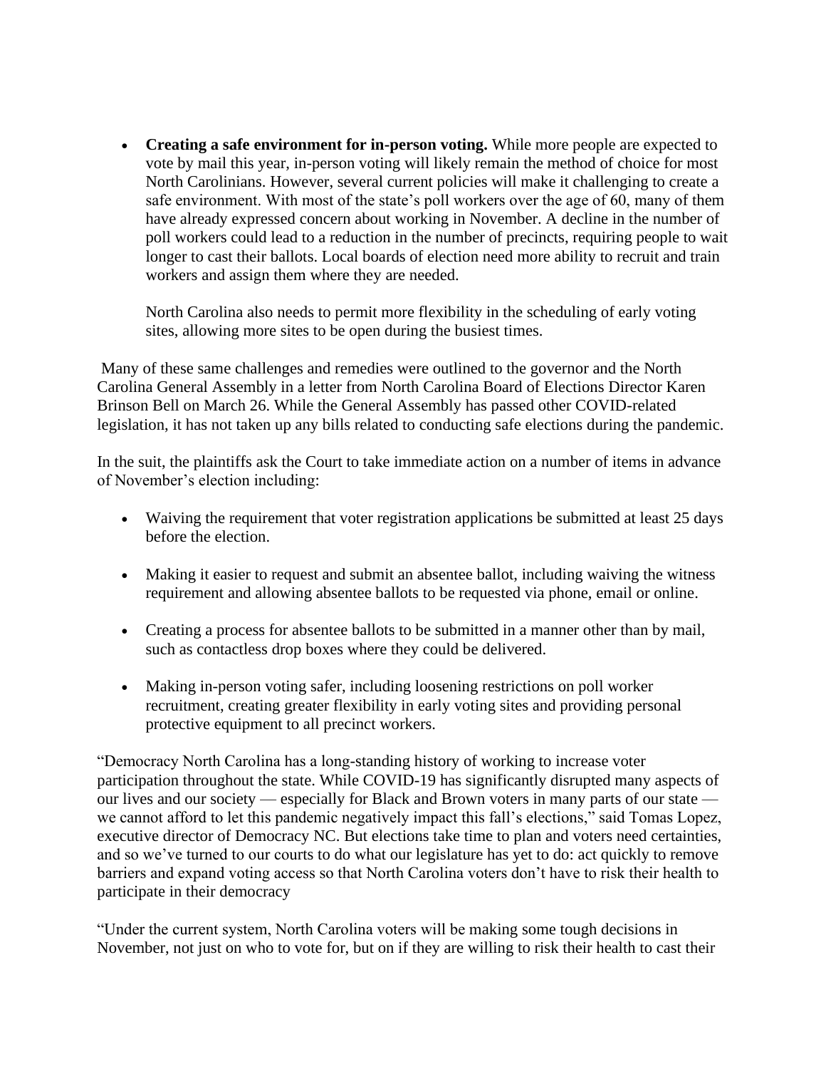- **Creating a safe environment for in-person voting.** While more people are expected to vote by mail this year, in-person voting will likely remain the method of choice for most North Carolinians. However, several current policies will make it challenging to create a safe environment. With most of the state's poll workers over the age of 60, many of them have already expressed concern about working in November. A decline in the number of poll workers could lead to a reduction in the number of precincts, requiring people to wait longer to cast their ballots. Local boards of election need more ability to recruit and train workers and assign them where they are needed.

  North Carolina also needs to permit more flexibility in the scheduling of early voting sites, allowing more sites to be open during the busiest times.

Many of these same challenges and remedies were outlined to the governor and the North Carolina General Assembly in a letter from North Carolina Board of Elections Director Karen Brinson Bell on March 26. While the General Assembly has passed other COVID-related legislation, it has not taken up any bills related to conducting safe elections during the pandemic.

In the suit, the plaintiffs ask the Court to take immediate action on a number of items in advance of November's election including:

- Waiving the requirement that voter registration applications be submitted at least 25 days before the election.

- Making it easier to request and submit an absentee ballot, including waiving the witness requirement and allowing absentee ballots to be requested via phone, email or online.

- Creating a process for absentee ballots to be submitted in a manner other than by mail, such as contactless drop boxes where they could be delivered.

- Making in-person voting safer, including loosening restrictions on poll worker recruitment, creating greater flexibility in early voting sites and providing personal protective equipment to all precinct workers.

"Democracy North Carolina has a long-standing history of working to increase voter participation throughout the state. While COVID-19 has significantly disrupted many aspects of our lives and our society — especially for Black and Brown voters in many parts of our state — we cannot afford to let this pandemic negatively impact this fall's elections," said Tomas Lopez, executive director of Democracy NC. But elections take time to plan and voters need certainties, and so we've turned to our courts to do what our legislature has yet to do: act quickly to remove barriers and expand voting access so that North Carolina voters don't have to risk their health to participate in their democracy

"Under the current system, North Carolina voters will be making some tough decisions in November, not just on who to vote for, but on if they are willing to risk their health to cast their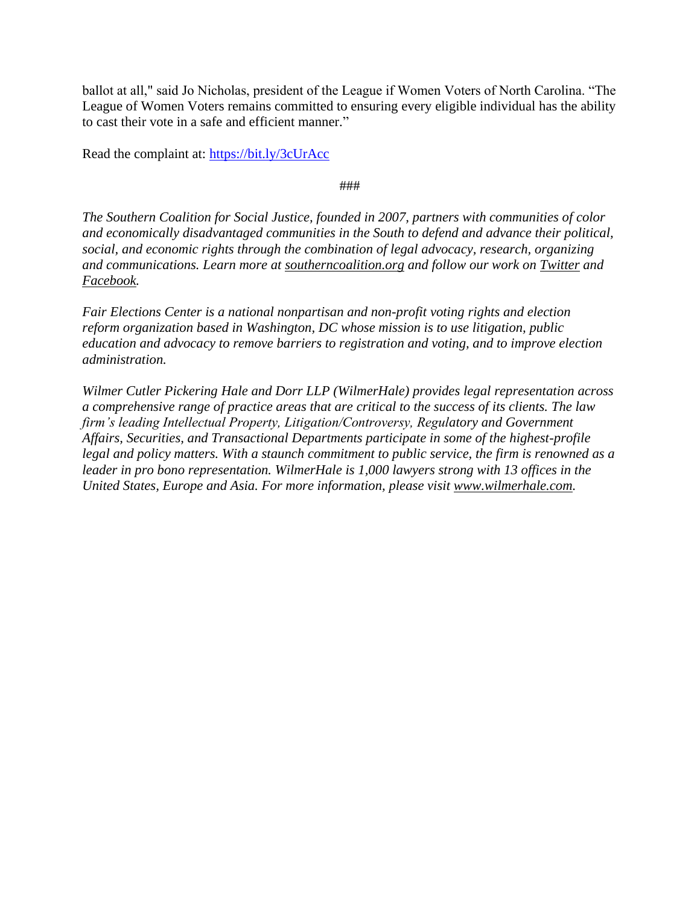ballot at all," said Jo Nicholas, president of the League if Women Voters of North Carolina. “The League of Women Voters remains committed to ensuring every eligible individual has the ability to cast their vote in a safe and efficient manner.”

Read the complaint at: https://bit.ly/3cUrAcc

###

*The Southern Coalition for Social Justice, founded in 2007, partners with communities of color and economically disadvantaged communities in the South to defend and advance their political, social, and economic rights through the combination of legal advocacy, research, organizing and communications. Learn more at southerncoalition.org and follow our work on Twitter and Facebook.*

*Fair Elections Center is a national nonpartisan and non-profit voting rights and election reform organization based in Washington, DC whose mission is to use litigation, public education and advocacy to remove barriers to registration and voting, and to improve election administration.*

*Wilmer Cutler Pickering Hale and Dorr LLP (WilmerHale) provides legal representation across a comprehensive range of practice areas that are critical to the success of its clients. The law firm’s leading Intellectual Property, Litigation/Controversy, Regulatory and Government Affairs, Securities, and Transactional Departments participate in some of the highest-profile legal and policy matters. With a staunch commitment to public service, the firm is renowned as a leader in pro bono representation. WilmerHale is 1,000 lawyers strong with 13 offices in the United States, Europe and Asia. For more information, please visit www.wilmerhale.com.*